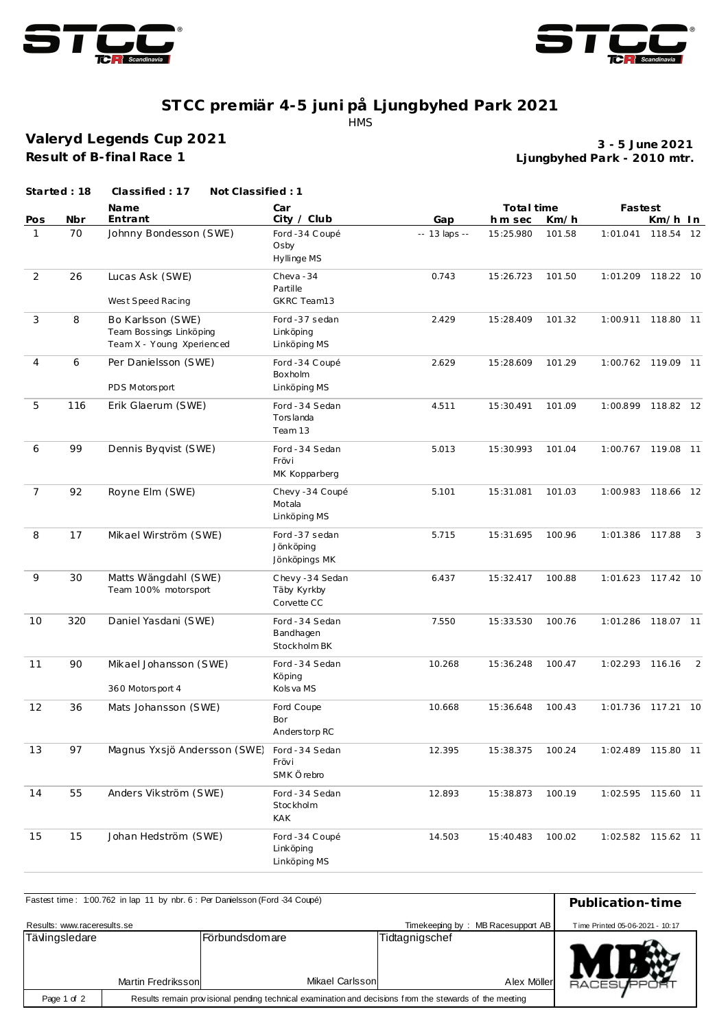# STCC premiär 4-5 juni på Ljungbyhed Park 2021

HMS

## Valeryd Legends Cup 2021

**Result of B-final Race 1**

**3 - 5 June 2021**
**Ljungbyhed Park - 2010 mtr.**

**Started : 18** **Classified : 17** **Not Classified : 1**

| Pos | Nbr | Name / Entrant | Car / City / Club | Gap | Total time h m sec | Km/h | Fastest | Km/h | In |
|---|---|---|---|---|---|---|---|---|---|
| 1 | 70 | Johnny Bondesson (SWE) | Ford -34 Coupé<br>Osby<br>Hyllinge MS | -- 13 laps -- | 15:25.980 | 101.58 | 1:01.041 | 118.54 | 12 |
| 2 | 26 | Lucas Ask (SWE)<br>West Speed Racing | Cheva -34<br>Partille<br>GKRC Team13 | 0.743 | 15:26.723 | 101.50 | 1:01.209 | 118.22 | 10 |
| 3 | 8 | Bo Karlsson (SWE)<br>Team Bossings Linköping<br>Team X - Young Xperienced | Ford -37 sedan<br>Linköping<br>Linköping MS | 2.429 | 15:28.409 | 101.32 | 1:00.911 | 118.80 | 11 |
| 4 | 6 | Per Danielsson (SWE)<br>PDS Motorsport | Ford -34 Coupé<br>Boxholm<br>Linköping MS | 2.629 | 15:28.609 | 101.29 | 1:00.762 | 119.09 | 11 |
| 5 | 116 | Erik Glaerum (SWE) | Ford -34 Sedan<br>Torslanda<br>Team 13 | 4.511 | 15:30.491 | 101.09 | 1:00.899 | 118.82 | 12 |
| 6 | 99 | Dennis Byqvist (SWE) | Ford -34 Sedan<br>Frövi<br>MK Kopparberg | 5.013 | 15:30.993 | 101.04 | 1:00.767 | 119.08 | 11 |
| 7 | 92 | Royne Elm (SWE) | Chevy -34 Coupé<br>Motala<br>Linköping MS | 5.101 | 15:31.081 | 101.03 | 1:00.983 | 118.66 | 12 |
| 8 | 17 | Mikael Wirström (SWE) | Ford -37 sedan<br>Jönköping<br>Jönköpings MK | 5.715 | 15:31.695 | 100.96 | 1:01.386 | 117.88 | 3 |
| 9 | 30 | Matts Wängdahl (SWE)<br>Team 100% motorsport | Chevy -34 Sedan<br>Täby Kyrkby<br>Corvette CC | 6.437 | 15:32.417 | 100.88 | 1:01.623 | 117.42 | 10 |
| 10 | 320 | Daniel Yasdani (SWE) | Ford -34 Sedan<br>Bandhagen<br>Stockholm BK | 7.550 | 15:33.530 | 100.76 | 1:01.286 | 118.07 | 11 |
| 11 | 90 | Mikael Johansson (SWE)<br>360 Motorsport 4 | Ford -34 Sedan<br>Köping<br>Kolsva MS | 10.268 | 15:36.248 | 100.47 | 1:02.293 | 116.16 | 2 |
| 12 | 36 | Mats Johansson (SWE) | Ford Coupe<br>Bor<br>Anderstorp RC | 10.668 | 15:36.648 | 100.43 | 1:01.736 | 117.21 | 10 |
| 13 | 97 | Magnus Yxsjö Andersson (SWE) | Ford -34 Sedan<br>Frövi<br>SMK Örebro | 12.395 | 15:38.375 | 100.24 | 1:02.489 | 115.80 | 11 |
| 14 | 55 | Anders Vikström (SWE) | Ford -34 Sedan<br>Stockholm<br>KAK | 12.893 | 15:38.873 | 100.19 | 1:02.595 | 115.60 | 11 |
| 15 | 15 | Johan Hedström (SWE) | Ford -34 Coupé<br>Linköping<br>Linköping MS | 14.503 | 15:40.483 | 100.02 | 1:02.582 | 115.62 | 11 |

Fastest time : 1:00.762 in lap 11 by nbr. 6 : Per Danielsson (Ford -34 Coupé)

**Publication-time**

Results: www.raceresults.se

Timekeeping by : MB Racesupport AB

Time Printed 05-06-2021 - 10:17

| Tävlingsledare | Förbundsdomare | Tidtagnigschef |
|---|---|---|
| Martin Fredriksson | Mikael Carlsson | Alex Möller |

Results remain provisional pending technical examination and decisions from the stewards of the meeting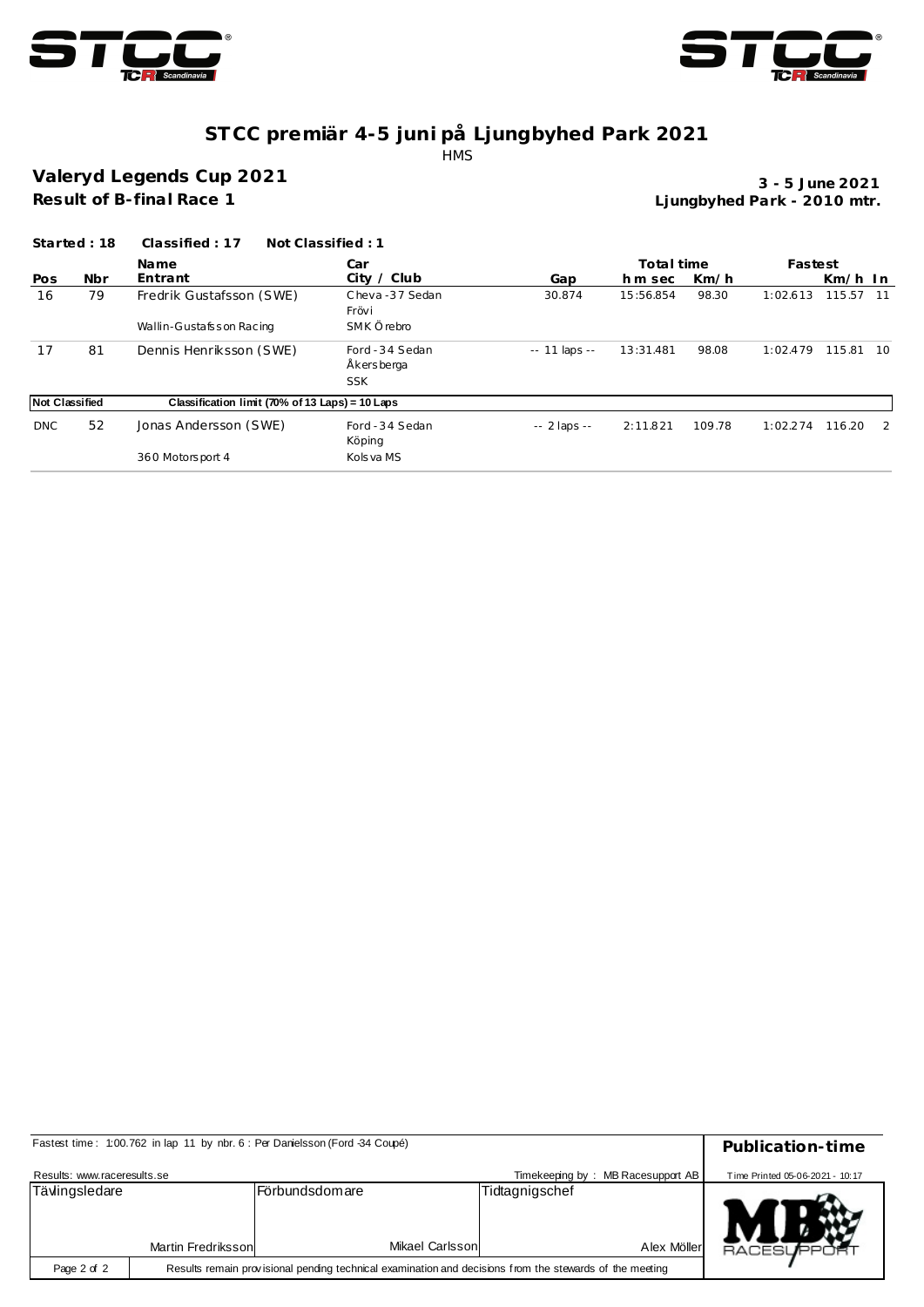# STCC premiär 4-5 juni på Ljungbyhed Park 2021

HMS

## Valeryd Legends Cup 2021

**Result of B-final Race 1**

**3 - 5 June 2021**
**Ljungbyhed Park - 2010 mtr.**

**Started : 18** **Classified : 17** **Not Classified : 1**

| Pos | Nbr | Name / Entrant | Car / City / Club | Gap | Total time h m sec | Km/h | Fastest | Km/h | In |
|---|---|---|---|---|---|---|---|---|---|
| 16 | 79 | Fredrik Gustafsson (SWE) / Wallin-Gustafsson Racing | Cheva -37 Sedan / Frövi / SMK Örebro | 30.874 | 15:56.854 | 98.30 | 1:02.613 | 115.57 | 11 |
| 17 | 81 | Dennis Henriksson (SWE) | Ford -34 Sedan / Åkersberga / SSK | -- 11 laps -- | 13:31.481 | 98.08 | 1:02.479 | 115.81 | 10 |
| **Not Classified** | | **Classification limit (70% of 13 Laps) = 10 Laps** | | | | | | | |
| DNC | 52 | Jonas Andersson (SWE) / 360 Motorsport 4 | Ford -34 Sedan / Köping / Kolsva MS | -- 2 laps -- | 2:11.821 | 109.78 | 1:02.274 | 116.20 | 2 |

Fastest time : 1:00.762 in lap 11 by nbr. 6 : Per Danielsson (Ford -34 Coupé)

**Publication-time**

Results: www.raceresults.se

Timekeeping by : MB Racesupport AB

Time Printed 05-06-2021 - 10:17

| Tävlingsledare | Förbundsdomare | Tidtagnigschef |
|---|---|---|
| Martin Fredriksson | Mikael Carlsson | Alex Möller |

Results remain provisional pending technical examination and decisions from the stewards of the meeting